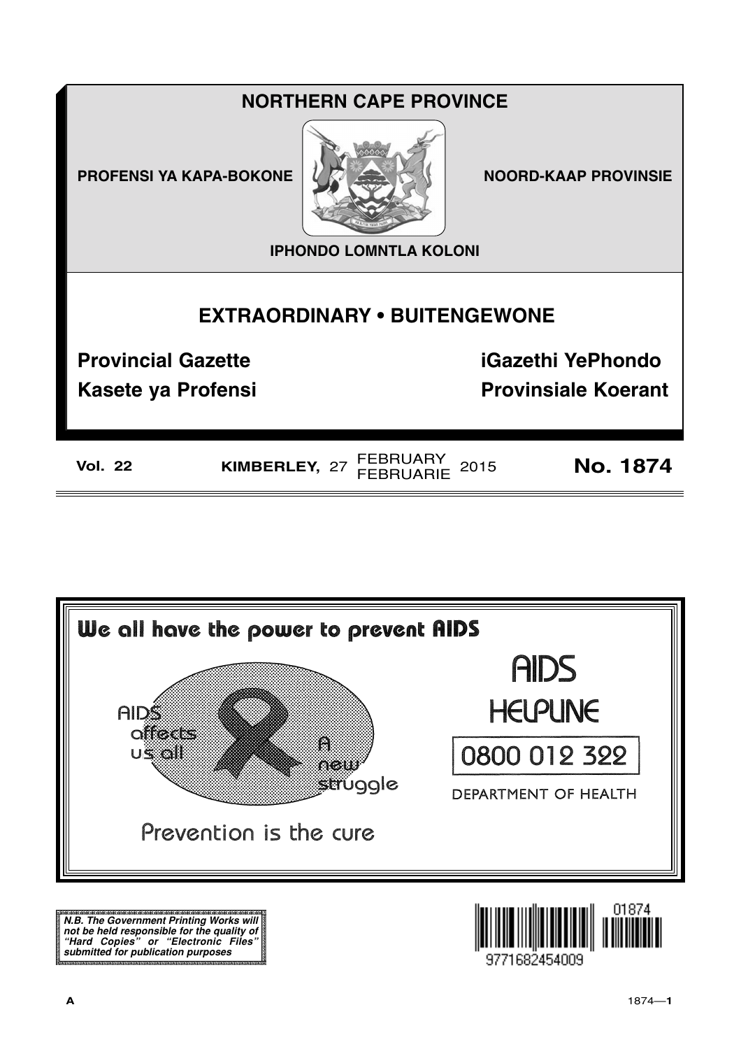# NORTHERN CAPE PROVINCE

**PROFENSI YA KAPA-BOKONE** | **NOORD-KAAP PROVINSIE**

**IPHONDO LOMNTLA KOLONI**

## EXTRAORDINARY • BUITENGEWONE

**Provincial Gazette** | **iGazethi YePhondo**

**Kasete ya Profensi** | **Provinsiale Koerant**

**Vol. 22** | **KIMBERLEY,** 27 FEBRUARY / FEBRUARIE 2015 | **No. 1874**

---

**We all have the power to prevent AIDS**

AIDS affects us all

A new struggle

Prevention is the cure

AIDS HELPLINE

0800 012 322

DEPARTMENT OF HEALTH

***N.B. The Government Printing Works will not be held responsible for the quality of "Hard Copies" or "Electronic Files" submitted for publication purposes***

9771682454009 01874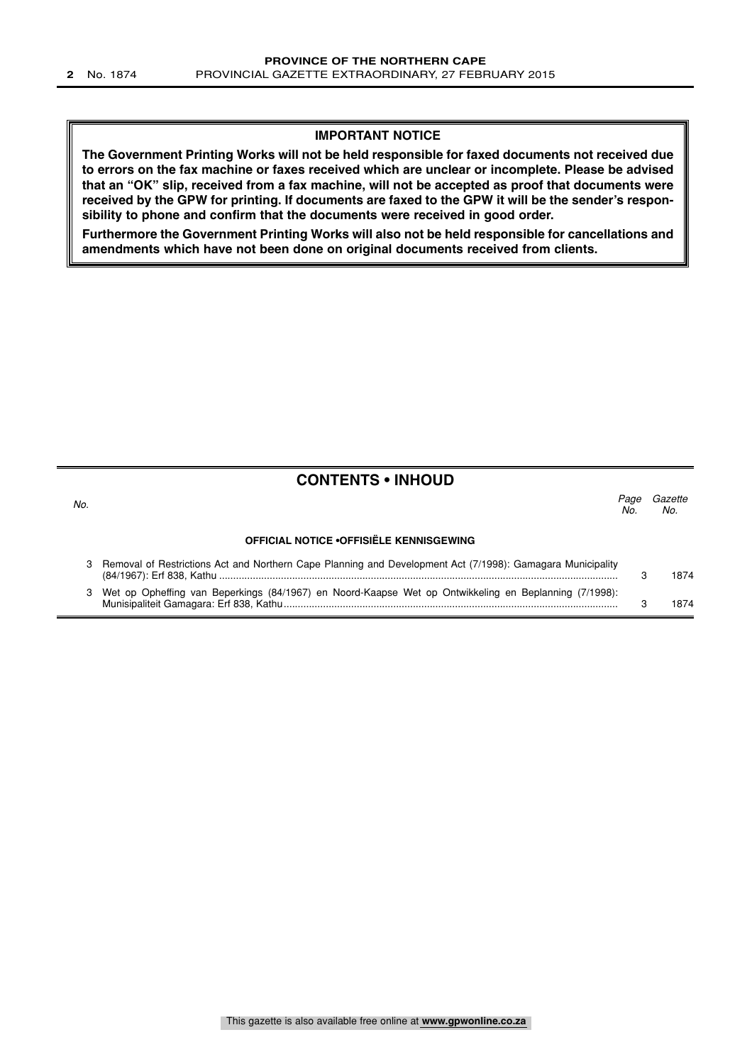## IMPORTANT NOTICE

**The Government Printing Works will not be held responsible for faxed documents not received due to errors on the fax machine or faxes received which are unclear or incomplete. Please be advised that an "OK" slip, received from a fax machine, will not be accepted as proof that documents were received by the GPW for printing. If documents are faxed to the GPW it will be the sender's responsibility to phone and confirm that the documents were received in good order.**

**Furthermore the Government Printing Works will also not be held responsible for cancellations and amendments which have not been done on original documents received from clients.**

## CONTENTS • INHOUD

| *No.* | | *Page No.* | *Gazette No.* |
|---|---|---|---|
| | **OFFICIAL NOTICE •OFFISIËLE KENNISGEWING** | | |
| 3 | Removal of Restrictions Act and Northern Cape Planning and Development Act (7/1998): Gamagara Municipality (84/1967): Erf 838, Kathu | 3 | 1874 |
| 3 | Wet op Opheffing van Beperkings (84/1967) en Noord-Kaapse Wet op Ontwikkeling en Beplanning (7/1998): Munisipaliteit Gamagara: Erf 838, Kathu | 3 | 1874 |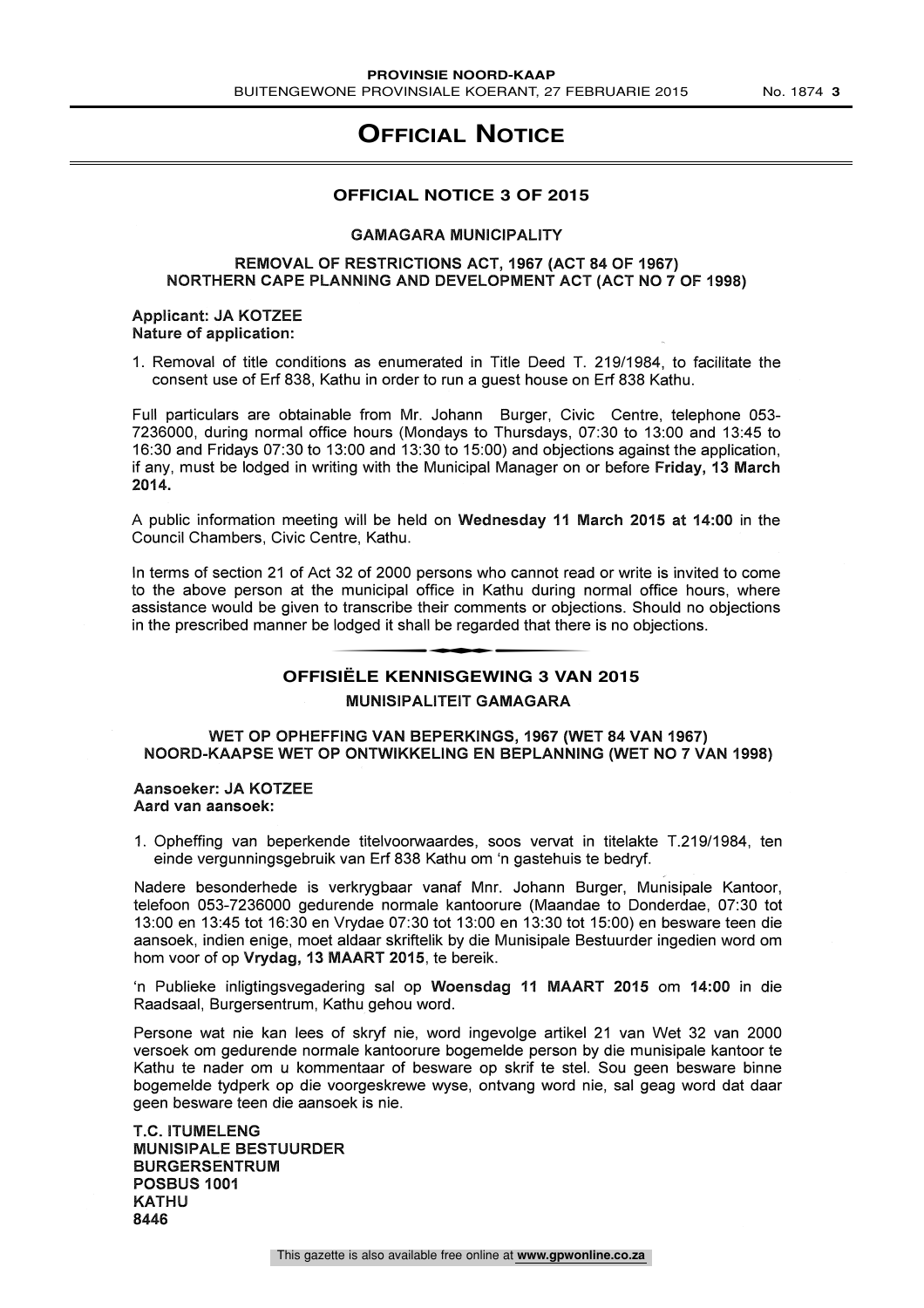# Official Notice

## OFFICIAL NOTICE 3 OF 2015

### GAMAGARA MUNICIPALITY

**REMOVAL OF RESTRICTIONS ACT, 1967 (ACT 84 OF 1967)**
**NORTHERN CAPE PLANNING AND DEVELOPMENT ACT (ACT NO 7 OF 1998)**

**Applicant: JA KOTZEE**
**Nature of application:**

1. Removal of title conditions as enumerated in Title Deed T. 219/1984, to facilitate the consent use of Erf 838, Kathu in order to run a guest house on Erf 838 Kathu.

Full particulars are obtainable from Mr. Johann Burger, Civic Centre, telephone 053-7236000, during normal office hours (Mondays to Thursdays, 07:30 to 13:00 and 13:45 to 16:30 and Fridays 07:30 to 13:00 and 13:30 to 15:00) and objections against the application, if any, must be lodged in writing with the Municipal Manager on or before **Friday, 13 March 2014.**

A public information meeting will be held on **Wednesday 11 March 2015 at 14:00** in the Council Chambers, Civic Centre, Kathu.

In terms of section 21 of Act 32 of 2000 persons who cannot read or write is invited to come to the above person at the municipal office in Kathu during normal office hours, where assistance would be given to transcribe their comments or objections. Should no objections in the prescribed manner be lodged it shall be regarded that there is no objections.

---

## OFFISIËLE KENNISGEWING 3 VAN 2015

### MUNISIPALITEIT GAMAGARA

**WET OP OPHEFFING VAN BEPERKINGS, 1967 (WET 84 VAN 1967)**
**NOORD-KAAPSE WET OP ONTWIKKELING EN BEPLANNING (WET NO 7 VAN 1998)**

**Aansoeker: JA KOTZEE**
**Aard van aansoek:**

1. Opheffing van beperkende titelvoorwaardes, soos vervat in titelakte T.219/1984, ten einde vergunningsgebruik van Erf 838 Kathu om 'n gastehuis te bedryf.

Nadere besonderhede is verkrygbaar vanaf Mnr. Johann Burger, Munisipale Kantoor, telefoon 053-7236000 gedurende normale kantoorure (Maandae to Donderdae, 07:30 tot 13:00 en 13:45 tot 16:30 en Vrydae 07:30 tot 13:00 en 13:30 tot 15:00) en besware teen die aansoek, indien enige, moet aldaar skriftelik by die Munisipale Bestuurder ingedien word om hom voor of op **Vrydag, 13 MAART 2015**, te bereik.

'n Publieke inligtingsvegadering sal op **Woensdag 11 MAART 2015** om **14:00** in die Raadsaal, Burgersentrum, Kathu gehou word.

Persone wat nie kan lees of skryf nie, word ingevolge artikel 21 van Wet 32 van 2000 versoek om gedurende normale kantoorure bogemelde person by die munisipale kantoor te Kathu te nader om u kommentaar of besware op skrif te stel. Sou geen besware binne bogemelde tydperk op die voorgeskrewe wyse, ontvang word nie, sal geag word dat daar geen besware teen die aansoek is nie.

**T.C. ITUMELENG**
**MUNISIPALE BESTUURDER**
**BURGERSENTRUM**
**POSBUS 1001**
**KATHU**
**8446**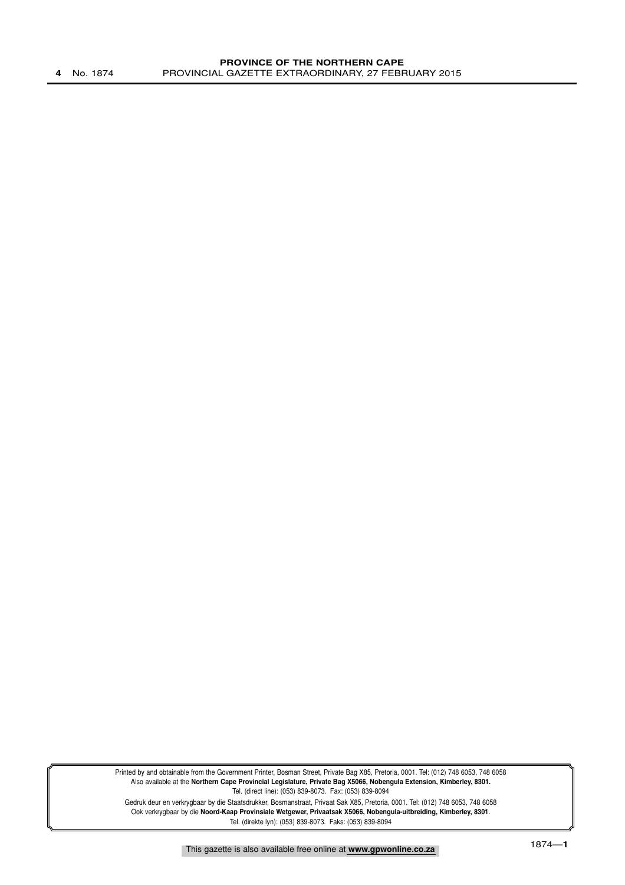Printed by and obtainable from the Government Printer, Bosman Street, Private Bag X85, Pretoria, 0001. Tel: (012) 748 6053, 748 6058
Also available at the **Northern Cape Provincial Legislature, Private Bag X5066, Nobengula Extension, Kimberley, 8301.**
Tel. (direct line): (053) 839-8073. Fax: (053) 839-8094

Gedruk deur en verkrygbaar by die Staatsdrukker, Bosmanstraat, Privaat Sak X85, Pretoria, 0001. Tel: (012) 748 6053, 748 6058
Ook verkrygbaar by die **Noord-Kaap Provinsiale Wetgewer, Privaatsak X5066, Nobengula-uitbreiding, Kimberley, 8301**.
Tel. (direkte lyn): (053) 839-8073. Faks: (053) 839-8094

This gazette is also available free online at **www.gpwonline.co.za**